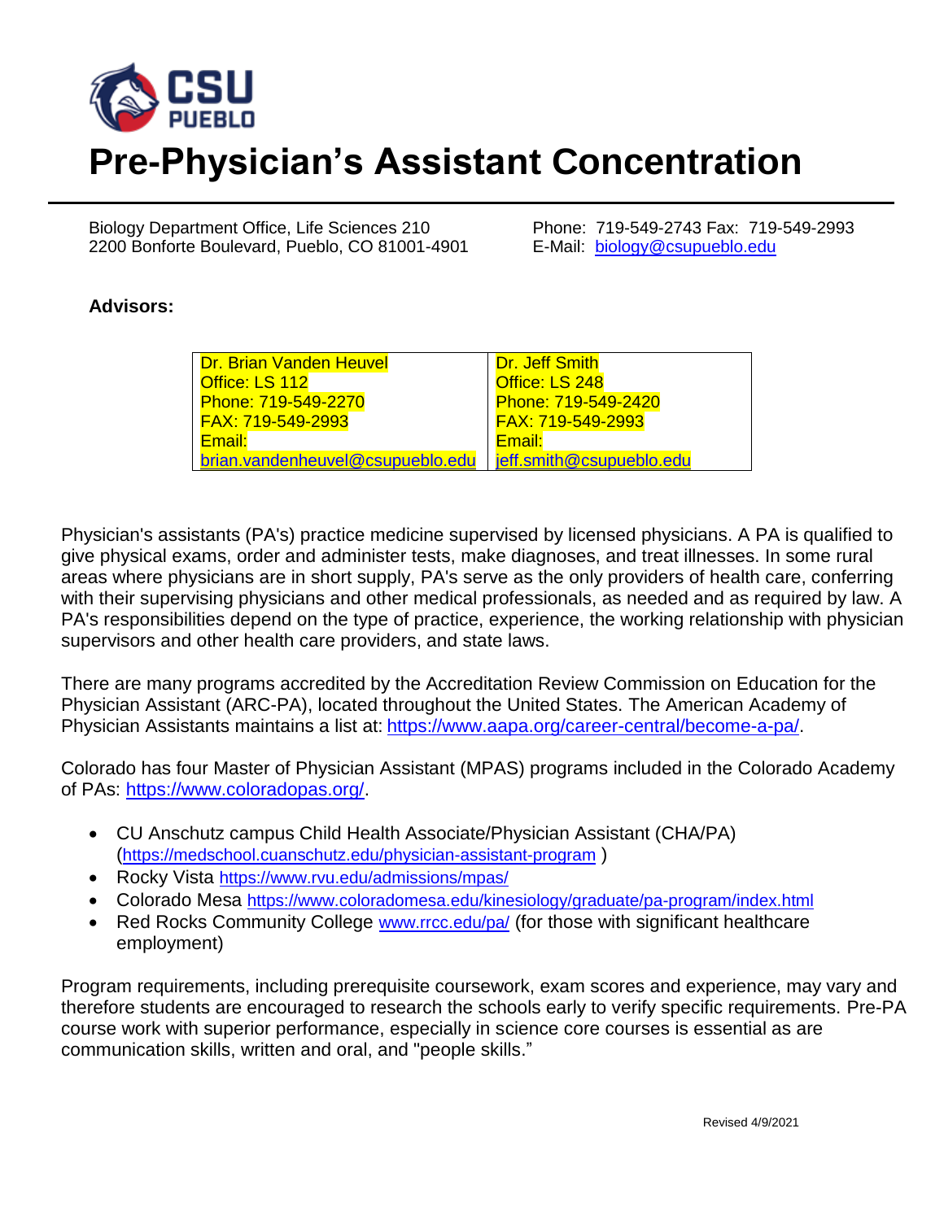# Pre-Physician's Assistant Concentration

Biology Department Office, Life Sciences 210
2200 Bonforte Boulevard, Pueblo, CO 81001-4901

Phone: 719-549-2743 Fax: 719-549-2993
E-Mail: biology@csupueblo.edu

**Advisors:**

| | |
|---|---|
| Dr. Brian Vanden Heuvel<br>Office: LS 112<br>Phone: 719-549-2270<br>FAX: 719-549-2993<br>Email:<br>brian.vandenheuvel@csupueblo.edu | Dr. Jeff Smith<br>Office: LS 248<br>Phone: 719-549-2420<br>FAX: 719-549-2993<br>Email:<br>jeff.smith@csupueblo.edu |

Physician's assistants (PA's) practice medicine supervised by licensed physicians. A PA is qualified to give physical exams, order and administer tests, make diagnoses, and treat illnesses. In some rural areas where physicians are in short supply, PA's serve as the only providers of health care, conferring with their supervising physicians and other medical professionals, as needed and as required by law. A PA's responsibilities depend on the type of practice, experience, the working relationship with physician supervisors and other health care providers, and state laws.

There are many programs accredited by the Accreditation Review Commission on Education for the Physician Assistant (ARC-PA), located throughout the United States. The American Academy of Physician Assistants maintains a list at: https://www.aapa.org/career-central/become-a-pa/.

Colorado has four Master of Physician Assistant (MPAS) programs included in the Colorado Academy of PAs: https://www.coloradopas.org/.

- CU Anschutz campus Child Health Associate/Physician Assistant (CHA/PA) (https://medschool.cuanschutz.edu/physician-assistant-program )
- Rocky Vista https://www.rvu.edu/admissions/mpas/
- Colorado Mesa https://www.coloradomesa.edu/kinesiology/graduate/pa-program/index.html
- Red Rocks Community College www.rrcc.edu/pa/ (for those with significant healthcare employment)

Program requirements, including prerequisite coursework, exam scores and experience, may vary and therefore students are encouraged to research the schools early to verify specific requirements. Pre-PA course work with superior performance, especially in science core courses is essential as are communication skills, written and oral, and "people skills."

Revised 4/9/2021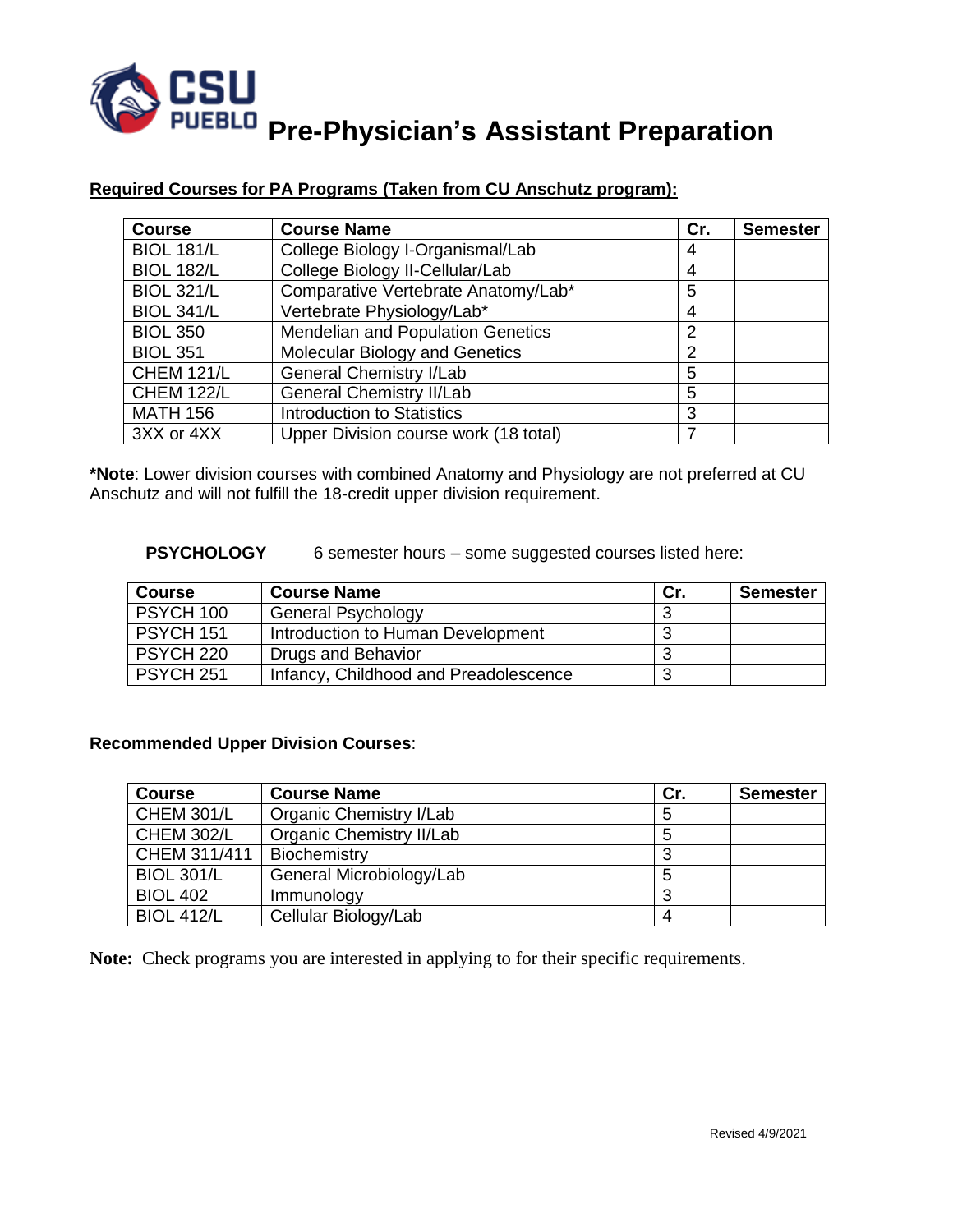# CSU PUEBLO Pre-Physician's Assistant Preparation

**Required Courses for PA Programs (Taken from CU Anschutz program):**

| Course | Course Name | Cr. | Semester |
|---|---|---|---|
| BIOL 181/L | College Biology I-Organismal/Lab | 4 | |
| BIOL 182/L | College Biology II-Cellular/Lab | 4 | |
| BIOL 321/L | Comparative Vertebrate Anatomy/Lab* | 5 | |
| BIOL 341/L | Vertebrate Physiology/Lab* | 4 | |
| BIOL 350 | Mendelian and Population Genetics | 2 | |
| BIOL 351 | Molecular Biology and Genetics | 2 | |
| CHEM 121/L | General Chemistry I/Lab | 5 | |
| CHEM 122/L | General Chemistry II/Lab | 5 | |
| MATH 156 | Introduction to Statistics | 3 | |
| 3XX or 4XX | Upper Division course work (18 total) | 7 | |

***Note**: Lower division courses with combined Anatomy and Physiology are not preferred at CU Anschutz and will not fulfill the 18-credit upper division requirement.

**PSYCHOLOGY** 6 semester hours – some suggested courses listed here:

| Course | Course Name | Cr. | Semester |
|---|---|---|---|
| PSYCH 100 | General Psychology | 3 | |
| PSYCH 151 | Introduction to Human Development | 3 | |
| PSYCH 220 | Drugs and Behavior | 3 | |
| PSYCH 251 | Infancy, Childhood and Preadolescence | 3 | |

**Recommended Upper Division Courses**:

| Course | Course Name | Cr. | Semester |
|---|---|---|---|
| CHEM 301/L | Organic Chemistry I/Lab | 5 | |
| CHEM 302/L | Organic Chemistry II/Lab | 5 | |
| CHEM 311/411 | Biochemistry | 3 | |
| BIOL 301/L | General Microbiology/Lab | 5 | |
| BIOL 402 | Immunology | 3 | |
| BIOL 412/L | Cellular Biology/Lab | 4 | |

**Note:** Check programs you are interested in applying to for their specific requirements.

Revised 4/9/2021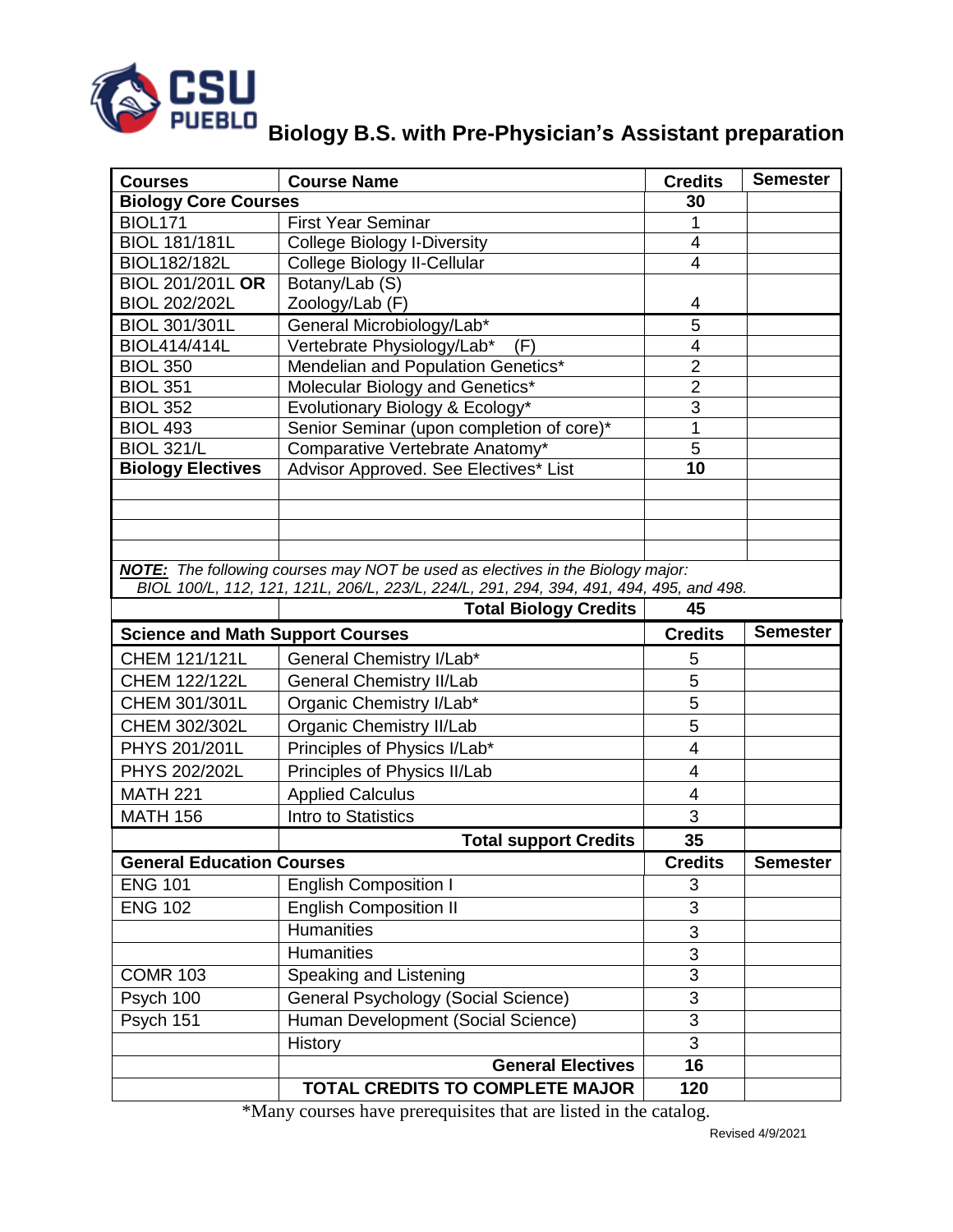# Biology B.S. with Pre-Physician's Assistant preparation

| Courses | Course Name | Credits | Semester |
|---|---|---|---|
| **Biology Core Courses** | | **30** | |
| BIOL171 | First Year Seminar | 1 | |
| BIOL 181/181L | College Biology I-Diversity | 4 | |
| BIOL182/182L | College Biology II-Cellular | 4 | |
| BIOL 201/201L **OR** BIOL 202/202L | Botany/Lab (S) Zoology/Lab (F) | 4 | |
| BIOL 301/301L | General Microbiology/Lab* | 5 | |
| BIOL414/414L | Vertebrate Physiology/Lab* (F) | 4 | |
| BIOL 350 | Mendelian and Population Genetics* | 2 | |
| BIOL 351 | Molecular Biology and Genetics* | 2 | |
| BIOL 352 | Evolutionary Biology & Ecology* | 3 | |
| BIOL 493 | Senior Seminar (upon completion of core)* | 1 | |
| BIOL 321/L | Comparative Vertebrate Anatomy* | 5 | |
| **Biology Electives** | Advisor Approved. See Electives* List | **10** | |
| | | | |
| | | | |
| | | | |
| | | | |
| ***NOTE:*** *The following courses may NOT be used as electives in the Biology major: BIOL 100/L, 112, 121, 121L, 206/L, 223/L, 224/L, 291, 294, 394, 491, 494, 495, and 498.* | | | |
| | **Total Biology Credits** | **45** | |
| **Science and Math Support Courses** | | **Credits** | **Semester** |
| CHEM 121/121L | General Chemistry I/Lab* | 5 | |
| CHEM 122/122L | General Chemistry II/Lab | 5 | |
| CHEM 301/301L | Organic Chemistry I/Lab* | 5 | |
| CHEM 302/302L | Organic Chemistry II/Lab | 5 | |
| PHYS 201/201L | Principles of Physics I/Lab* | 4 | |
| PHYS 202/202L | Principles of Physics II/Lab | 4 | |
| MATH 221 | Applied Calculus | 4 | |
| MATH 156 | Intro to Statistics | 3 | |
| | **Total support Credits** | **35** | |
| **General Education Courses** | | **Credits** | **Semester** |
| ENG 101 | English Composition I | 3 | |
| ENG 102 | English Composition II | 3 | |
| | Humanities | 3 | |
| | Humanities | 3 | |
| COMR 103 | Speaking and Listening | 3 | |
| Psych 100 | General Psychology (Social Science) | 3 | |
| Psych 151 | Human Development (Social Science) | 3 | |
| | History | 3 | |
| | **General Electives** | **16** | |
| | **TOTAL CREDITS TO COMPLETE MAJOR** | **120** | |

*Many courses have prerequisites that are listed in the catalog.

Revised 4/9/2021